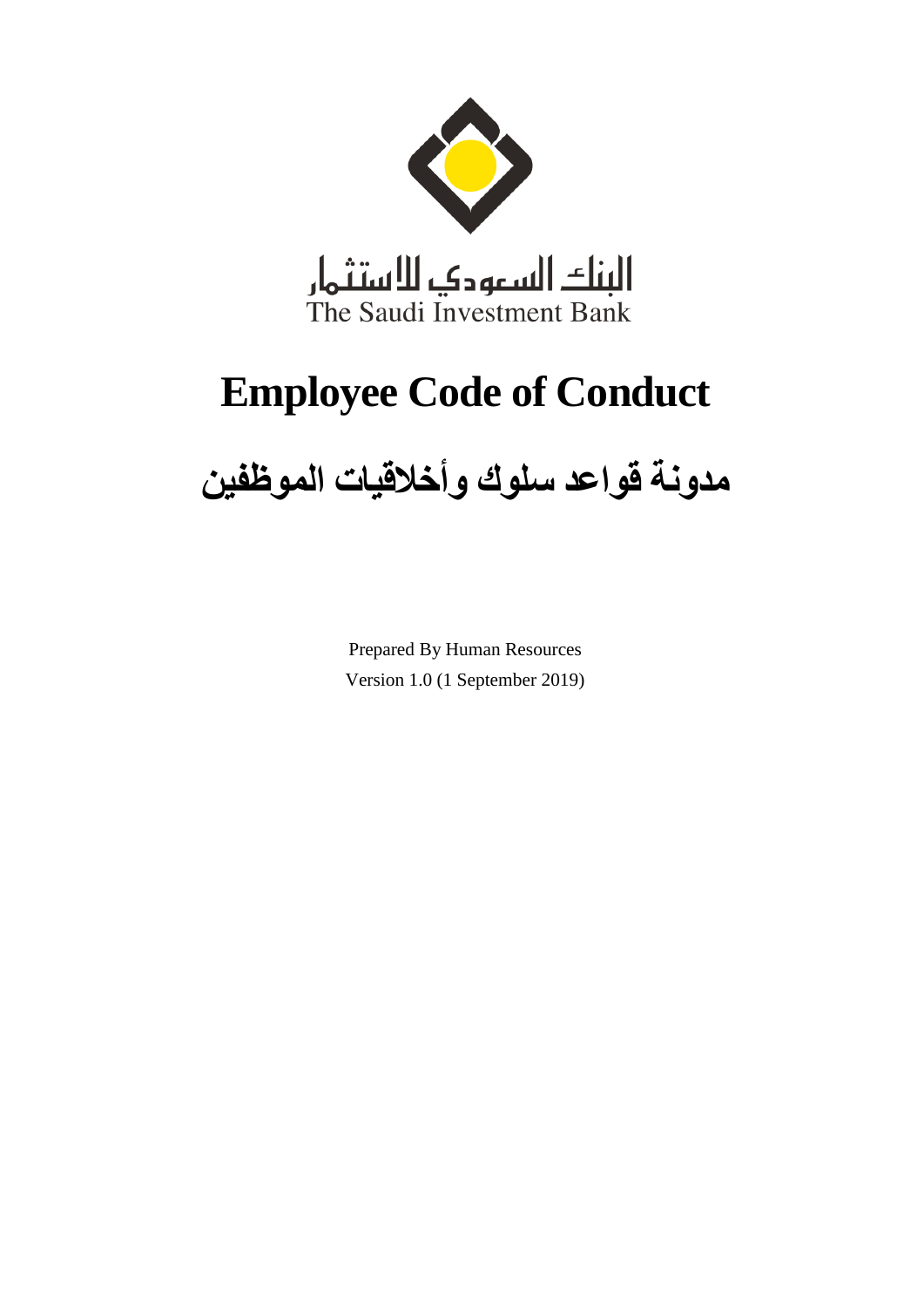البنك السعودي للاستثمار
The Saudi Investment Bank

# Employee Code of Conduct

# مدونة قواعد سلوك وأخلاقيات الموظفين

Prepared By Human Resources

Version 1.0 (1 September 2019)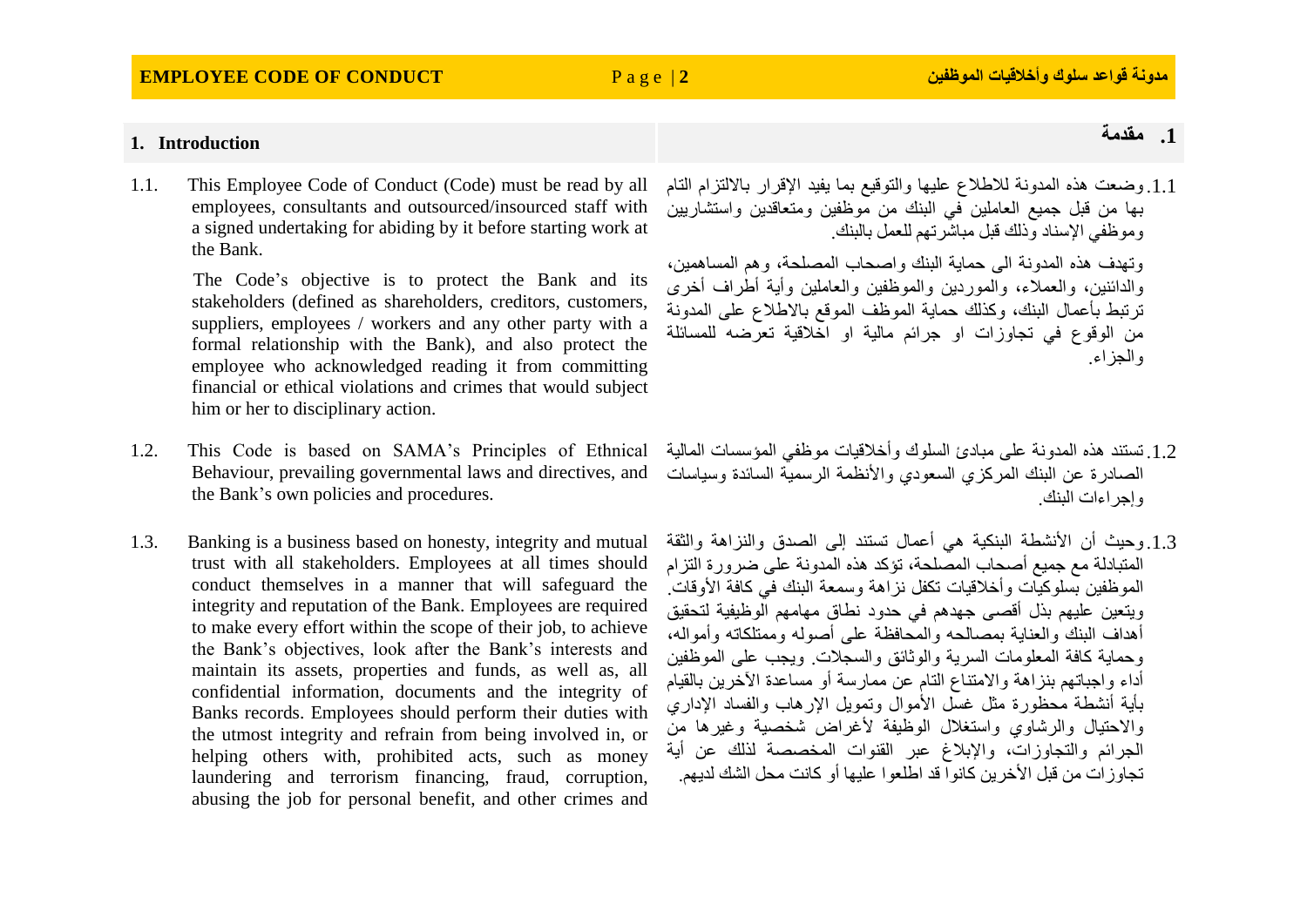## 1. Introduction

1.1. This Employee Code of Conduct (Code) must be read by all employees, consultants and outsourced/insourced staff with a signed undertaking for abiding by it before starting work at the Bank.

The Code's objective is to protect the Bank and its stakeholders (defined as shareholders, creditors, customers, suppliers, employees / workers and any other party with a formal relationship with the Bank), and also protect the employee who acknowledged reading it from committing financial or ethical violations and crimes that would subject him or her to disciplinary action.

1.2. This Code is based on SAMA's Principles of Ethnical Behaviour, prevailing governmental laws and directives, and the Bank's own policies and procedures.

1.3. Banking is a business based on honesty, integrity and mutual trust with all stakeholders. Employees at all times should conduct themselves in a manner that will safeguard the integrity and reputation of the Bank. Employees are required to make every effort within the scope of their job, to achieve the Bank's objectives, look after the Bank's interests and maintain its assets, properties and funds, as well as, all confidential information, documents and the integrity of Banks records. Employees should perform their duties with the utmost integrity and refrain from being involved in, or helping others with, prohibited acts, such as money laundering and terrorism financing, fraud, corruption, abusing the job for personal benefit, and other crimes and

## .1 مقدمة

1.1. وضعت هذه المدونة للاطلاع عليها والتوقيع بما يفيد الإقرار بالالتزام التام بها من قبل جميع العاملين في البنك من موظفين ومتعاقدين واستشاريين وموظفي الإسناد وذلك قبل مباشرتهم للعمل بالبنك.

وتهدف هذه المدونة الى حماية البنك واصحاب المصلحة، وهم المساهمين، والدائنين، والعملاء، والموردين والموظفين والعاملين وأية أطراف أخرى ترتبط بأعمال البنك، وكذلك حماية الموظف الموقع بالاطلاع على المدونة من الوقوع في تجاوزات او جرائم مالية او اخلاقية تعرضه للمسائلة والجزاء.

1.2. تستند هذه المدونة على مبادئ السلوك وأخلاقيات موظفي المؤسسات المالية الصادرة عن البنك المركزي السعودي والأنظمة الرسمية السائدة وسياسات وإجراءات البنك.

1.3. وحيث أن الأنشطة البنكية هي أعمال تستند إلى الصدق والنزاهة والثقة المتبادلة مع جميع أصحاب المصلحة، تؤكد هذه المدونة على ضرورة التزام الموظفين بسلوكيات وأخلاقيات تكفل نزاهة وسمعة البنك في كافة الأوقات. ويتعين عليهم بذل أقصى جهدهم في حدود نطاق مهامهم الوظيفية لتحقيق أهداف البنك والعناية بمصالحه والمحافظة على أصوله وممتلكاته وأمواله، وحماية كافة المعلومات السرية والوثائق والسجلات. ويجب على الموظفين أداء واجباتهم بنزاهة والامتناع التام عن ممارسة أو مساعدة الآخرين بالقيام بأية أنشطة محظورة مثل غسل الأموال وتمويل الإرهاب والفساد الإداري والاحتيال والرشاوي واستغلال الوظيفة لأغراض شخصية وغيرها من الجرائم والتجاوزات، والإبلاغ عبر القنوات المخصصة لذلك عن أية تجاوزات من قبل الأخرين كانوا قد اطلعوا عليها أو كانت محل الشك لديهم.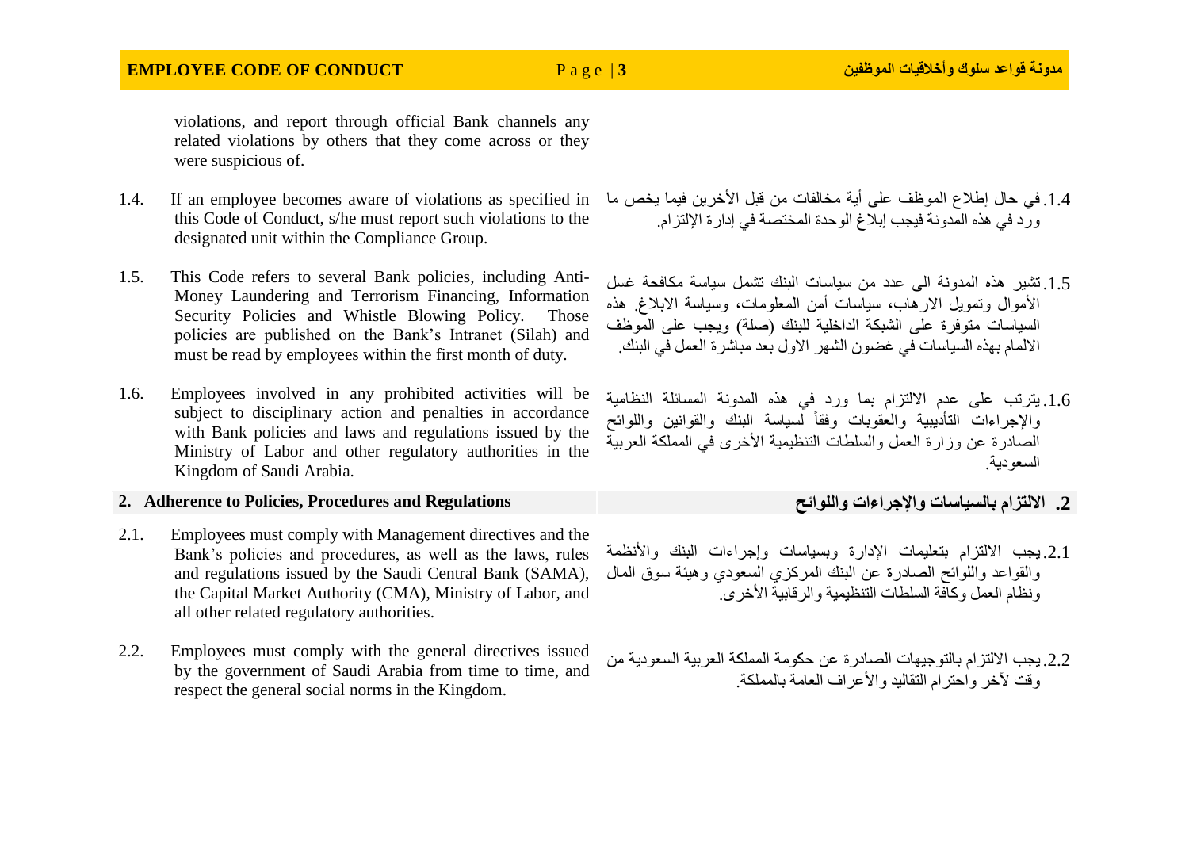violations, and report through official Bank channels any related violations by others that they come across or they were suspicious of.

1.4. If an employee becomes aware of violations as specified in this Code of Conduct, s/he must report such violations to the designated unit within the Compliance Group.

1.4. في حال إطلاع الموظف على أية مخالفات من قبل الأخرين فيما يخص ما ورد في هذه المدونة فيجب إبلاغ الوحدة المختصة في إدارة الإلتزام.

1.5. This Code refers to several Bank policies, including Anti-Money Laundering and Terrorism Financing, Information Security Policies and Whistle Blowing Policy. Those policies are published on the Bank's Intranet (Silah) and must be read by employees within the first month of duty.

1.5. تشير هذه المدونة الى عدد من سياسات البنك تشمل سياسة مكافحة غسل الأموال وتمويل الارهاب، سياسات أمن المعلومات، وسياسة الابلاغ. هذه السياسات متوفرة على الشبكة الداخلية للبنك (صلة) ويجب على الموظف الالمام بهذه السياسات في غضون الشهر الاول بعد مباشرة العمل في البنك.

1.6. Employees involved in any prohibited activities will be subject to disciplinary action and penalties in accordance with Bank policies and laws and regulations issued by the Ministry of Labor and other regulatory authorities in the Kingdom of Saudi Arabia.

1.6. يترتب على عدم الالتزام بما ورد في هذه المدونة المسائلة النظامية والإجراءات التأديبية والعقوبات وفقاً لسياسة البنك والقوانين واللوائح الصادرة عن وزارة العمل والسلطات التنظيمية الأخرى في المملكة العربية السعودية.

## 2. Adherence to Policies, Procedures and Regulations

## 2. الالتزام بالسياسات والإجراءات واللوائح

2.1. Employees must comply with Management directives and the Bank's policies and procedures, as well as the laws, rules and regulations issued by the Saudi Central Bank (SAMA), the Capital Market Authority (CMA), Ministry of Labor, and all other related regulatory authorities.

2.1. يجب الالتزام بتعليمات الإدارة وبسياسات وإجراءات البنك والأنظمة والقواعد واللوائح الصادرة عن البنك المركزي السعودي وهيئة سوق المال ونظام العمل وكافة السلطات التنظيمية والرقابية الأخرى.

2.2. Employees must comply with the general directives issued by the government of Saudi Arabia from time to time, and respect the general social norms in the Kingdom.

2.2. يجب الالتزام بالتوجيهات الصادرة عن حكومة المملكة العربية السعودية من وقت لأخر واحترام التقاليد والأعراف العامة بالمملكة.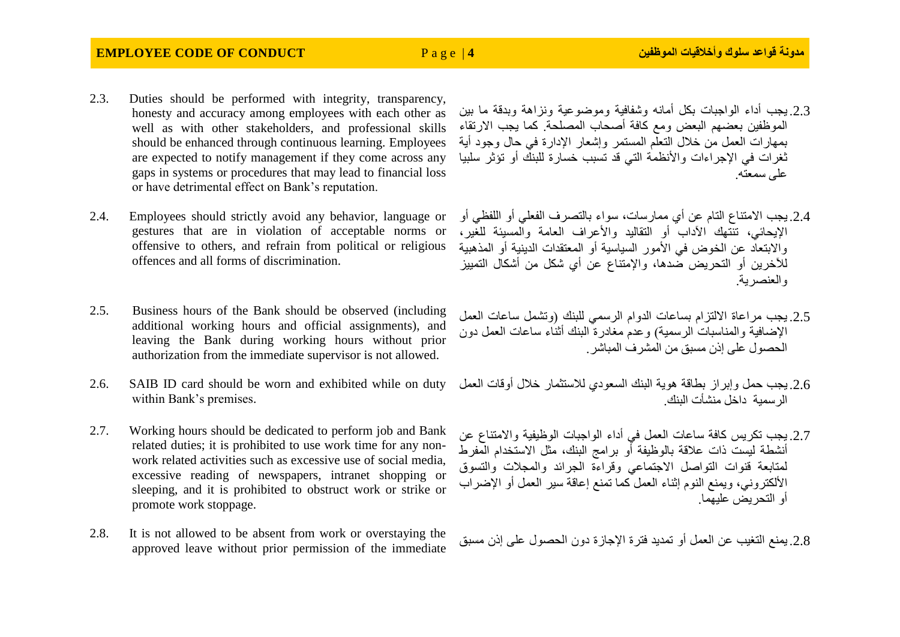2.3. Duties should be performed with integrity, transparency, honesty and accuracy among employees with each other as well as with other stakeholders, and professional skills should be enhanced through continuous learning. Employees are expected to notify management if they come across any gaps in systems or procedures that may lead to financial loss or have detrimental effect on Bank's reputation.

2.3. يجب أداء الواجبات بكل أمانه وشفافية وموضوعية ونزاهة وبدقة ما بين الموظفين بعضهم البعض ومع كافة أصحاب المصلحة. كما يجب الارتقاء بمهارات العمل من خلال التعلم المستمر وإشعار الإدارة في حال وجود أية ثغرات في الإجراءات والأنظمة التي قد تسبب خسارة للبنك أو تؤثر سلبيا على سمعته.

2.4. Employees should strictly avoid any behavior, language or gestures that are in violation of acceptable norms or offensive to others, and refrain from political or religious offences and all forms of discrimination.

2.4. يجب الامتناع التام عن أي ممارسات، سواء بالتصرف الفعلي أو اللفظي أو الإيحائي، تنتهك الآداب أو التقاليد والأعراف العامة والمسيئة للغير، والابتعاد عن الخوض في الأمور السياسية أو المعتقدات الدينية أو المذهبية للآخرين أو التحريض ضدها، والإمتناع عن أي شكل من أشكال التمييز والعنصرية.

2.5. Business hours of the Bank should be observed (including additional working hours and official assignments), and leaving the Bank during working hours without prior authorization from the immediate supervisor is not allowed.

2.5. يجب مراعاة الالتزام بساعات الدوام الرسمي للبنك (وتشمل ساعات العمل الإضافية والمناسبات الرسمية) وعدم مغادرة البنك أثناء ساعات العمل دون الحصول على إذن مسبق من المشرف المباشر.

2.6. SAIB ID card should be worn and exhibited while on duty within Bank's premises.

2.6. يجب حمل وإبراز بطاقة هوية البنك السعودي للاستثمار خلال أوقات العمل الرسمية داخل منشأت البنك.

2.7. Working hours should be dedicated to perform job and Bank related duties; it is prohibited to use work time for any non-work related activities such as excessive use of social media, excessive reading of newspapers, intranet shopping or sleeping, and it is prohibited to obstruct work or strike or promote work stoppage.

2.7. يجب تكريس كافة ساعات العمل في أداء الواجبات الوظيفية والامتناع عن أنشطة ليست ذات علاقة بالوظيفة أو برامج البنك، مثل الاستخدام المفرط لمتابعة قنوات التواصل الاجتماعي وقراءة الجرائد والمجلات والتسوق الألكتروني، ويمنع النوم إثناء العمل كما تمنع إعاقة سير العمل أو الإضراب أو التحريض عليهما.

2.8. It is not allowed to be absent from work or overstaying the approved leave without prior permission of the immediate

2.8. يمنع التغيب عن العمل أو تمديد فترة الإجازة دون الحصول على إذن مسبق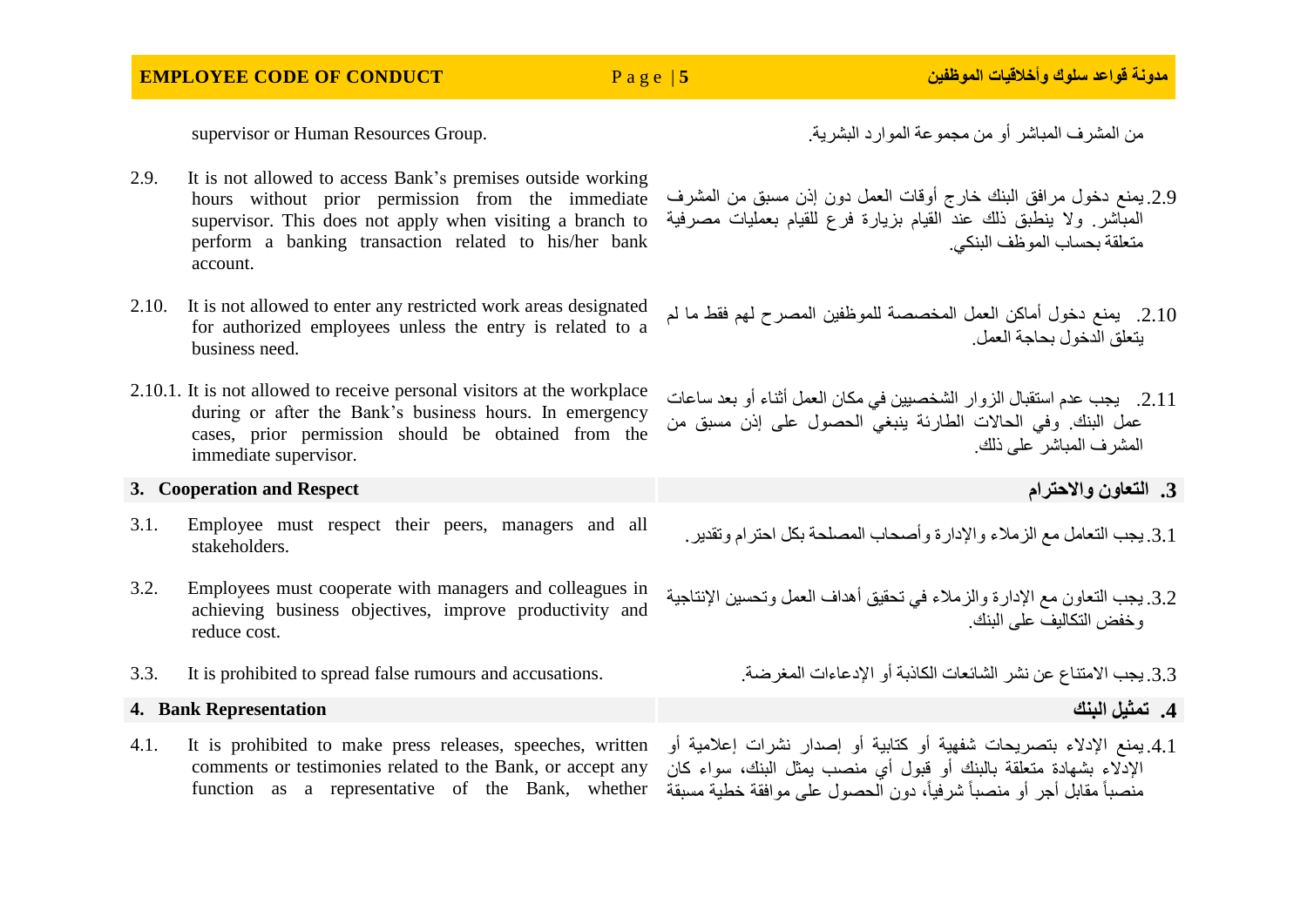supervisor or Human Resources Group.

من المشرف المباشر أو من مجموعة الموارد البشرية.

2.9. It is not allowed to access Bank's premises outside working hours without prior permission from the immediate supervisor. This does not apply when visiting a branch to perform a banking transaction related to his/her bank account.

2.9. يمنع دخول مرافق البنك خارج أوقات العمل دون إذن مسبق من المشرف المباشر. ولا ينطبق ذلك عند القيام بزيارة فرع للقيام بعمليات مصرفية متعلقة بحساب الموظف البنكي.

2.10. It is not allowed to enter any restricted work areas designated for authorized employees unless the entry is related to a business need.

2.10. يمنع دخول أماكن العمل المخصصة للموظفين المصرح لهم فقط ما لم يتعلق الدخول بحاجة العمل.

2.10.1. It is not allowed to receive personal visitors at the workplace during or after the Bank's business hours. In emergency cases, prior permission should be obtained from the immediate supervisor.

2.11. يجب عدم استقبال الزوار الشخصيين في مكان العمل أثناء أو بعد ساعات عمل البنك. وفي الحالات الطارئة ينبغي الحصول على إذن مسبق من المشرف المباشر على ذلك.

## 3. Cooperation and Respect

## 3. التعاون والاحترام

3.1. Employee must respect their peers, managers and all stakeholders.

3.1. يجب التعامل مع الزملاء والإدارة وأصحاب المصلحة بكل احترام وتقدير.

3.2. Employees must cooperate with managers and colleagues in achieving business objectives, improve productivity and reduce cost.

3.2. يجب التعاون مع الإدارة والزملاء في تحقيق أهداف العمل وتحسين الإنتاجية وخفض التكاليف على البنك.

3.3. It is prohibited to spread false rumours and accusations.

3.3. يجب الامتناع عن نشر الشائعات الكاذبة أو الإدعاءات المغرضة.

## 4. Bank Representation

## 4. تمثيل البنك

4.1. It is prohibited to make press releases, speeches, written comments or testimonies related to the Bank, or accept any function as a representative of the Bank, whether

4.1. يمنع الإدلاء بتصريحات شفهية أو كتابية أو إصدار نشرات إعلامية أو الإدلاء بشهادة متعلقة بالبنك أو قبول أي منصب يمثل البنك، سواء كان منصباً مقابل أجر أو منصباً شرفياً، دون الحصول على موافقة خطية مسبقة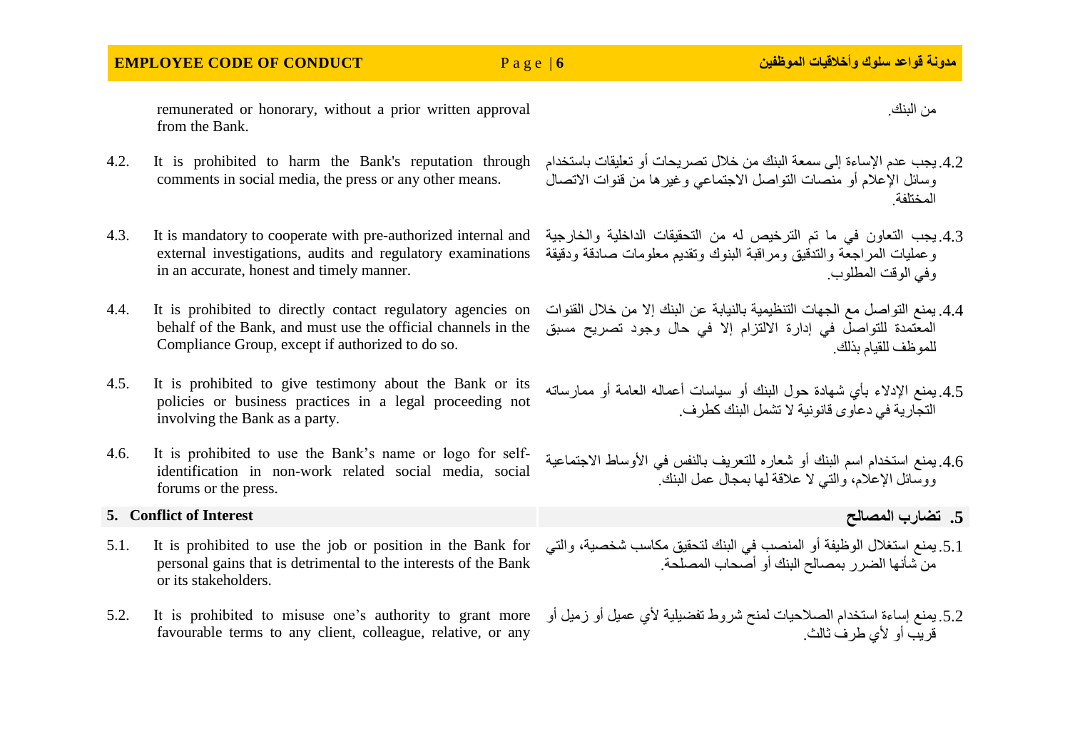remunerated or honorary, without a prior written approval from the Bank.

من البنك.

4.2. It is prohibited to harm the Bank's reputation through comments in social media, the press or any other means.

4.2. يجب عدم الإساءة إلى سمعة البنك من خلال تصريحات أو تعليقات باستخدام وسائل الإعلام أو منصات التواصل الاجتماعي وغيرها من قنوات الاتصال المختلفة.

4.3. It is mandatory to cooperate with pre-authorized internal and external investigations, audits and regulatory examinations in an accurate, honest and timely manner.

4.3. يجب التعاون في ما تم الترخيص له من التحقيقات الداخلية والخارجية وعمليات المراجعة والتدقيق ومراقبة البنوك وتقديم معلومات صادقة ودقيقة وفي الوقت المطلوب.

4.4. It is prohibited to directly contact regulatory agencies on behalf of the Bank, and must use the official channels in the Compliance Group, except if authorized to do so.

4.4. يمنع التواصل مع الجهات التنظيمية بالنيابة عن البنك إلا من خلال القنوات المعتمدة للتواصل في إدارة الالتزام إلا في حال وجود تصريح مسبق للموظف للقيام بذلك.

4.5. It is prohibited to give testimony about the Bank or its policies or business practices in a legal proceeding not involving the Bank as a party.

4.5. يمنع الإدلاء بأي شهادة حول البنك أو سياسات أعماله العامة أو ممارساته التجارية في دعاوى قانونية لا تشمل البنك كطرف.

4.6. It is prohibited to use the Bank's name or logo for self-identification in non-work related social media, social forums or the press.

4.6. يمنع استخدام اسم البنك أو شعاره للتعريف بالنفس في الأوساط الاجتماعية ووسائل الإعلام، والتي لا علاقة لها بمجال عمل البنك.

## 5. Conflict of Interest

## 5. تضارب المصالح

5.1. It is prohibited to use the job or position in the Bank for personal gains that is detrimental to the interests of the Bank or its stakeholders.

5.1. يمنع استغلال الوظيفة أو المنصب في البنك لتحقيق مكاسب شخصية، والتي من شأنها الضرر بمصالح البنك أو أصحاب المصلحة.

5.2. It is prohibited to misuse one's authority to grant more favourable terms to any client, colleague, relative, or any

5.2. يمنع إساءة استخدام الصلاحيات لمنح شروط تفضيلية لأي عميل أو زميل أو قريب أو لأي طرف ثالث.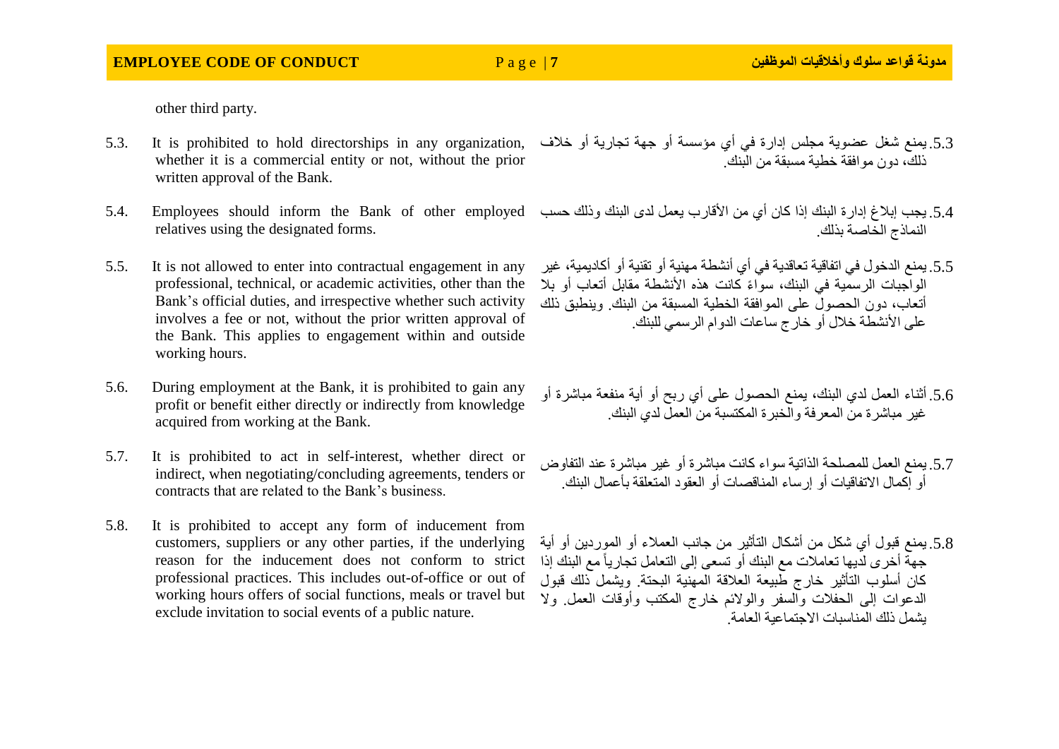other third party.

5.3. It is prohibited to hold directorships in any organization, whether it is a commercial entity or not, without the prior written approval of the Bank.

5.3. يمنع شغل عضوية مجلس إدارة في أي مؤسسة أو جهة تجارية أو خلاف ذلك، دون موافقة خطية مسبقة من البنك.

5.4. Employees should inform the Bank of other employed relatives using the designated forms.

5.4. يجب إبلاغ إدارة البنك إذا كان أي من الأقارب يعمل لدى البنك وذلك حسب النماذج الخاصة بذلك.

5.5. It is not allowed to enter into contractual engagement in any professional, technical, or academic activities, other than the Bank's official duties, and irrespective whether such activity involves a fee or not, without the prior written approval of the Bank. This applies to engagement within and outside working hours.

5.5. يمنع الدخول في اتفاقية تعاقدية في أي أنشطة مهنية أو تقنية أو أكاديمية، غير الواجبات الرسمية في البنك، سواءً كانت هذه الأنشطة مقابل أتعاب أو بلا أتعاب، دون الحصول على الموافقة الخطية المسبقة من البنك. وينطبق ذلك على الأنشطة خلال أو خارج ساعات الدوام الرسمي للبنك.

5.6. During employment at the Bank, it is prohibited to gain any profit or benefit either directly or indirectly from knowledge acquired from working at the Bank.

5.6. أثناء العمل لدي البنك، يمنع الحصول على أي ربح أو أية منفعة مباشرة أو غير مباشرة من المعرفة والخبرة المكتسبة من العمل لدي البنك.

5.7. It is prohibited to act in self-interest, whether direct or indirect, when negotiating/concluding agreements, tenders or contracts that are related to the Bank's business.

5.7. يمنع العمل للمصلحة الذاتية سواء كانت مباشرة أو غير مباشرة عند التفاوض أو إكمال الاتفاقيات أو إرساء المناقصات أو العقود المتعلقة بأعمال البنك.

5.8. It is prohibited to accept any form of inducement from customers, suppliers or any other parties, if the underlying reason for the inducement does not conform to strict professional practices. This includes out-of-office or out of working hours offers of social functions, meals or travel but exclude invitation to social events of a public nature.

5.8. يمنع قبول أي شكل من أشكال التأثير من جانب العملاء أو الموردين أو أية جهة أخرى لديها تعاملات مع البنك أو تسعى إلى التعامل تجارياً مع البنك إذا كان أسلوب التأثير خارج طبيعة العلاقة المهنية البحتة. ويشمل ذلك قبول الدعوات إلى الحفلات والسفر والولائم خارج المكتب وأوقات العمل. ولا يشمل ذلك المناسبات الاجتماعية العامة.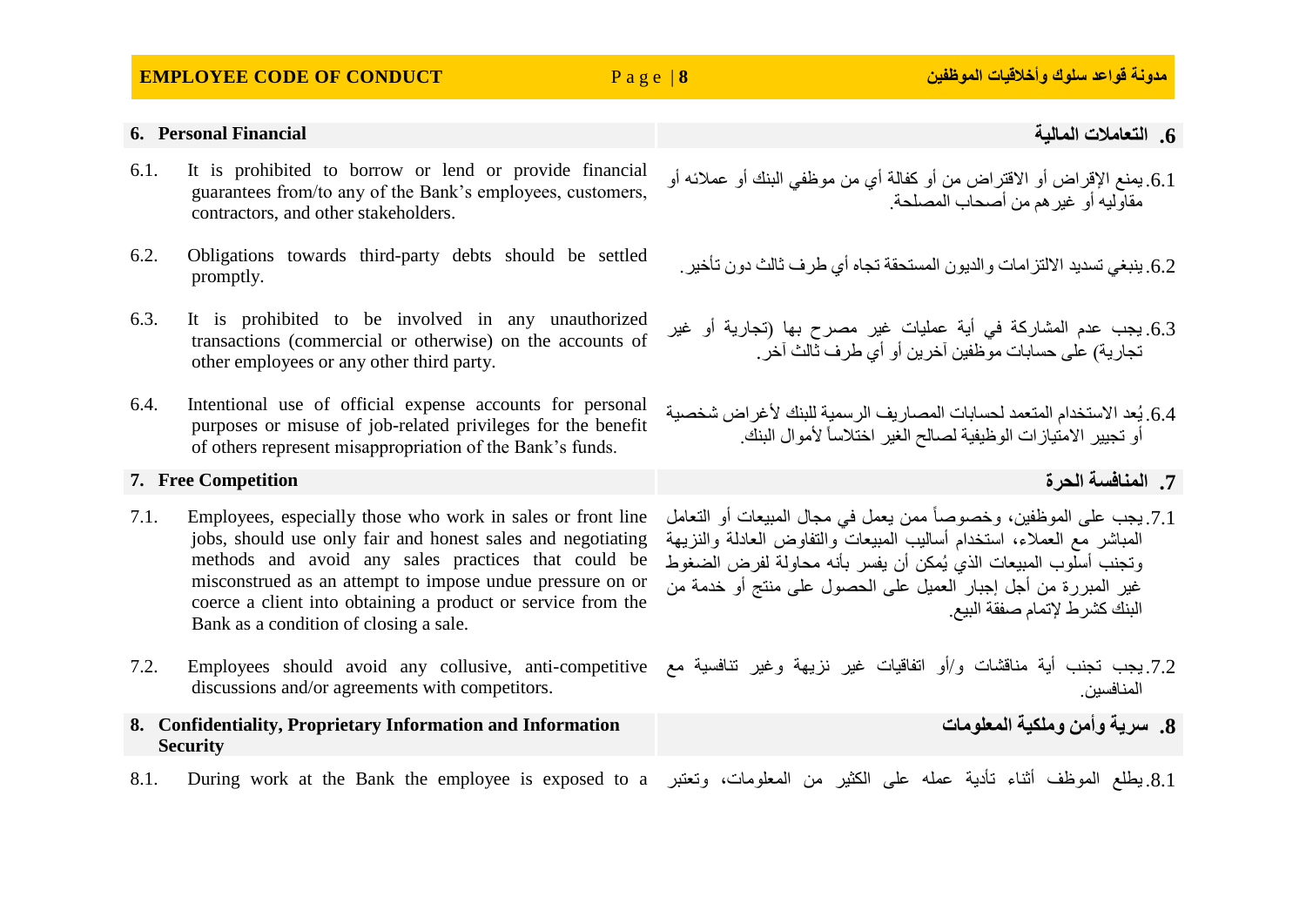## 6. Personal Financial

## 6. التعاملات المالية

6.1. It is prohibited to borrow or lend or provide financial guarantees from/to any of the Bank's employees, customers, contractors, and other stakeholders.

6.1. يمنع الإقراض أو الاقتراض من أو كفالة أي من موظفي البنك أو عملائه أو مقاوليه أو غيرهم من أصحاب المصلحة.

6.2. Obligations towards third-party debts should be settled promptly.

6.2. ينبغي تسديد الالتزامات والديون المستحقة تجاه أي طرف ثالث دون تأخير.

6.3. It is prohibited to be involved in any unauthorized transactions (commercial or otherwise) on the accounts of other employees or any other third party.

6.3. يجب عدم المشاركة في أية عمليات غير مصرح بها (تجارية أو غير تجارية) على حسابات موظفين آخرين أو أي طرف ثالث آخر.

6.4. Intentional use of official expense accounts for personal purposes or misuse of job-related privileges for the benefit of others represent misappropriation of the Bank's funds.

6.4. يُعد الاستخدام المتعمد لحسابات المصاريف الرسمية للبنك لأغراض شخصية أو تجيير الامتيازات الوظيفية لصالح الغير اختلاساً لأموال البنك.

## 7. Free Competition

## 7. المنافسة الحرة

7.1. Employees, especially those who work in sales or front line jobs, should use only fair and honest sales and negotiating methods and avoid any sales practices that could be misconstrued as an attempt to impose undue pressure on or coerce a client into obtaining a product or service from the Bank as a condition of closing a sale.

7.1. يجب على الموظفين، وخصوصاً ممن يعمل في مجال المبيعات أو التعامل المباشر مع العملاء، استخدام أساليب المبيعات والتفاوض العادلة والنزيهة وتجنب أسلوب المبيعات الذي يُمكن أن يفسر بأنه محاولة لفرض الضغوط غير المبررة من أجل إجبار العميل على الحصول على منتج أو خدمة من البنك كشرط لإتمام صفقة البيع.

7.2. Employees should avoid any collusive, anti-competitive discussions and/or agreements with competitors.

7.2. يجب تجنب أية مناقشات و/أو اتفاقيات غير نزيهة وغير تنافسية مع المنافسين.

## 8. Confidentiality, Proprietary Information and Information Security

## 8. سرية وأمن وملكية المعلومات

8.1. During work at the Bank the employee is exposed to a

8.1. يطلع الموظف أثناء تأدية عمله على الكثير من المعلومات، وتعتبر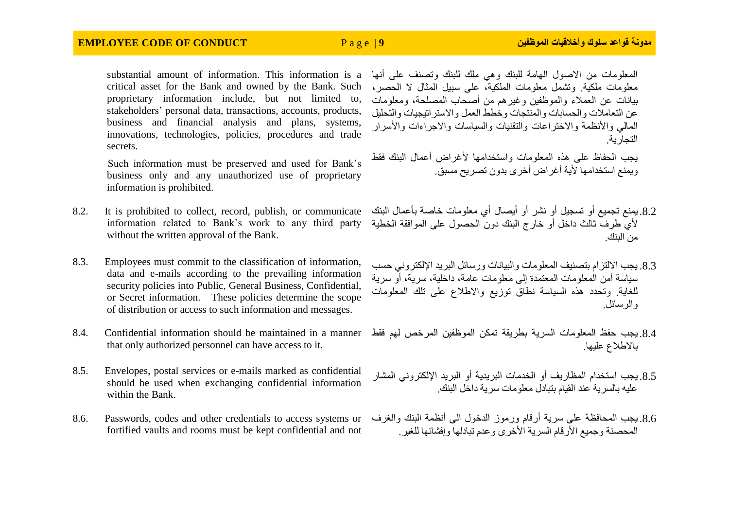substantial amount of information. This information is a critical asset for the Bank and owned by the Bank. Such proprietary information include, but not limited to, stakeholders' personal data, transactions, accounts, products, business and financial analysis and plans, systems, innovations, technologies, policies, procedures and trade secrets.

المعلومات من الاصول الهامة للبنك وهي ملك للبنك وتصنف على أنها معلومات ملكية. وتشمل معلومات الملكية، على سبيل المثال لا الحصر، بيانات عن العملاء والموظفين وغيرهم من أصحاب المصلحة، ومعلومات عن التعاملات والحسابات والمنتجات وخطط العمل والاستراتيجيات والتحليل المالي والأنظمة والاختراعات والتقنيات والسياسات والاجراءات والأسرار التجارية.

Such information must be preserved and used for Bank's business only and any unauthorized use of proprietary information is prohibited.

يجب الحفاظ على هذه المعلومات واستخدامها لأغراض أعمال البنك فقط ويمنع استخدامها لأية أغراض أخرى بدون تصريح مسبق.

8.2. It is prohibited to collect, record, publish, or communicate information related to Bank's work to any third party without the written approval of the Bank.

8.2. يمنع تجميع أو تسجيل أو نشر أو أيصال أي معلومات خاصة بأعمال البنك لأي طرف ثالث داخل أو خارج البنك دون الحصول على الموافقة الخطية من البنك.

8.3. Employees must commit to the classification of information, data and e-mails according to the prevailing information security policies into Public, General Business, Confidential, or Secret information. These policies determine the scope of distribution or access to such information and messages.

8.3. يجب الالتزام بتصنيف المعلومات والبيانات ورسائل البريد الإلكتروني حسب سياسة أمن المعلومات المعتمدة إلى معلومات عامة، داخلية، سرية، أو سرية للغاية. وتحدد هذه السياسة نطاق توزيع والاطلاع على تلك المعلومات والرسائل.

8.4. Confidential information should be maintained in a manner that only authorized personnel can have access to it.

8.4. يجب حفظ المعلومات السرية بطريقة تمكن الموظفين المرخص لهم فقط بالاطلاع عليها.

8.5. Envelopes, postal services or e-mails marked as confidential should be used when exchanging confidential information within the Bank.

8.5. يجب استخدام المظاريف أو الخدمات البريدية أو البريد الإلكتروني المشار عليه بالسرية عند القيام بتبادل معلومات سرية داخل البنك.

8.6. Passwords, codes and other credentials to access systems or fortified vaults and rooms must be kept confidential and not

8.6. يجب المحافظة على سرية أرقام ورموز الدخول الى أنظمة البنك والغرف المحصنة وجميع الأرقام السرية الأخرى وعدم تبادلها وإفشائها للغير.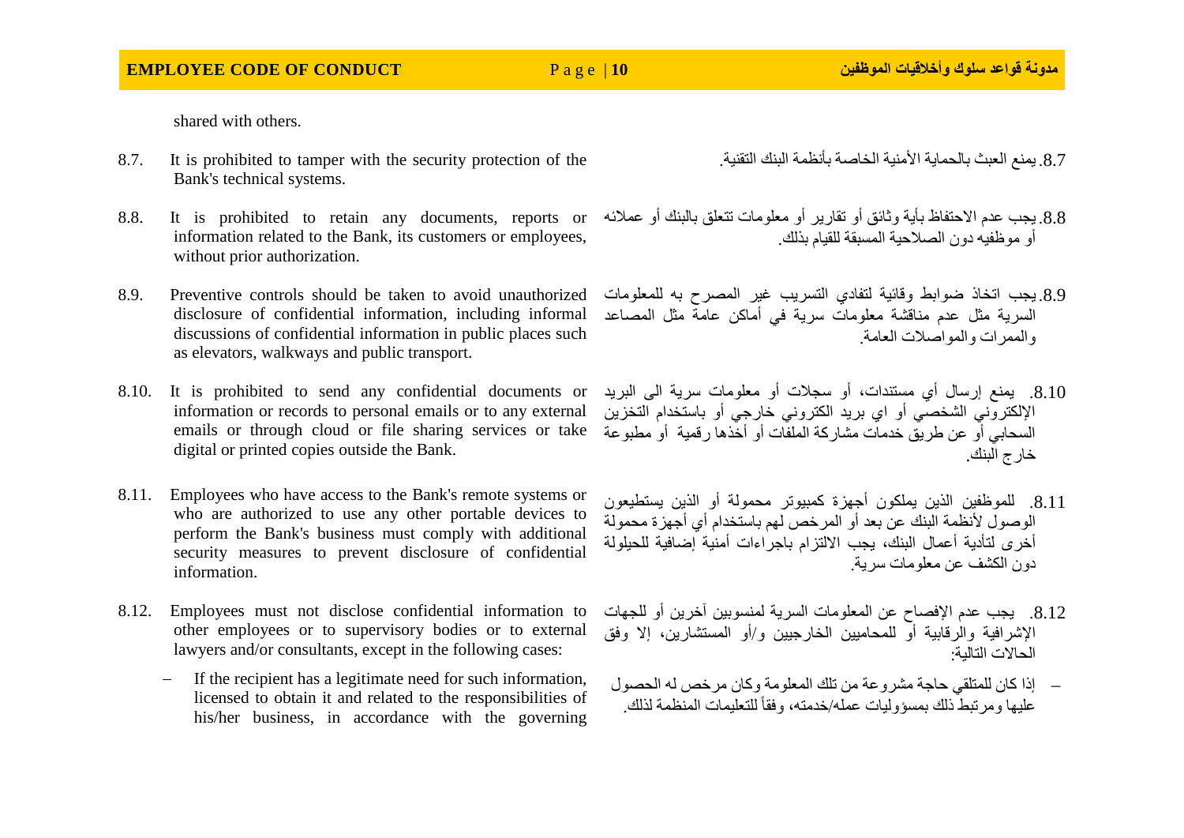shared with others.

8.7. It is prohibited to tamper with the security protection of the Bank's technical systems.

8.7. يمنع العبث بالحماية الأمنية الخاصة بأنظمة البنك التقنية.

8.8. It is prohibited to retain any documents, reports or information related to the Bank, its customers or employees, without prior authorization.

8.8. يجب عدم الاحتفاظ بأية وثائق أو تقارير أو معلومات تتعلق بالبنك أو عملائه أو موظفيه دون الصلاحية المسبقة للقيام بذلك.

8.9. Preventive controls should be taken to avoid unauthorized disclosure of confidential information, including informal discussions of confidential information in public places such as elevators, walkways and public transport.

8.9. يجب اتخاذ ضوابط وقائية لتفادي التسريب غير المصرح به للمعلومات السرية مثل عدم مناقشة معلومات سرية في أماكن عامة مثل المصاعد والممرات والمواصلات العامة.

8.10. It is prohibited to send any confidential documents or information or records to personal emails or to any external emails or through cloud or file sharing services or take digital or printed copies outside the Bank.

8.10. يمنع إرسال أي مستندات، أو سجلات أو معلومات سرية الى البريد الإلكتروني الشخصي أو اي بريد الكتروني خارجي أو باستخدام التخزين السحابي أو عن طريق خدمات مشاركة الملفات أو أخذها رقمية أو مطبوعة خارج البنك.

8.11. Employees who have access to the Bank's remote systems or who are authorized to use any other portable devices to perform the Bank's business must comply with additional security measures to prevent disclosure of confidential information.

8.11. للموظفين الذين يملكون أجهزة كمبيوتر محمولة أو الذين يستطيعون الوصول لأنظمة البنك عن بعد أو المرخص لهم باستخدام أي أجهزة محمولة أخرى لتأدية أعمال البنك، يجب الالتزام باجراءات أمنية إضافية للحيلولة دون الكشف عن معلومات سرية.

8.12. Employees must not disclose confidential information to other employees or to supervisory bodies or to external lawyers and/or consultants, except in the following cases:

- If the recipient has a legitimate need for such information, licensed to obtain it and related to the responsibilities of his/her business, in accordance with the governing

8.12. يجب عدم الإفصاح عن المعلومات السرية لمنسوبين آخرين أو للجهات الإشرافية والرقابية أو للمحاميين الخارجيين و/أو المستشارين، إلا وفق الحالات التالية:

- إذا كان للمتلقي حاجة مشروعة من تلك المعلومة وكان مرخص له الحصول عليها ومرتبط ذلك بمسؤوليات عمله/خدمته، وفقاً للتعليمات المنظمة لذلك.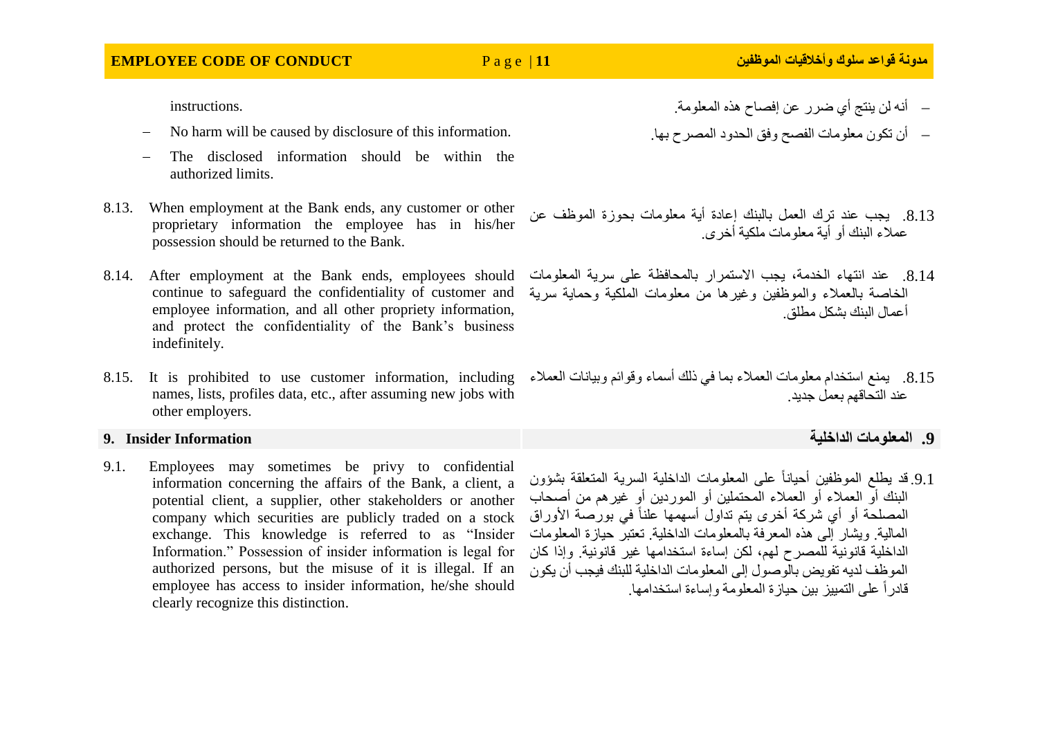instructions.

- No harm will be caused by disclosure of this information.
- The disclosed information should be within the authorized limits.

8.13. When employment at the Bank ends, any customer or other proprietary information the employee has in his/her possession should be returned to the Bank.

8.14. After employment at the Bank ends, employees should continue to safeguard the confidentiality of customer and employee information, and all other propriety information, and protect the confidentiality of the Bank's business indefinitely.

8.15. It is prohibited to use customer information, including names, lists, profiles data, etc., after assuming new jobs with other employers.

## 9. Insider Information

9.1. Employees may sometimes be privy to confidential information concerning the affairs of the Bank, a client, a potential client, a supplier, other stakeholders or another company which securities are publicly traded on a stock exchange. This knowledge is referred to as "Insider Information." Possession of insider information is legal for authorized persons, but the misuse of it is illegal. If an employee has access to insider information, he/she should clearly recognize this distinction.

- أنه لن ينتج أي ضرر عن إفصاح هذه المعلومة.
- أن تكون معلومات الفصح وفق الحدود المصرح بها.

8.13. يجب عند ترك العمل بالبنك إعادة أية معلومات بحوزة الموظف عن عملاء البنك أو أية معلومات ملكية أخرى.

8.14. عند انتهاء الخدمة، يجب الاستمرار بالمحافظة على سرية المعلومات الخاصة بالعملاء والموظفين وغيرها من معلومات الملكية وحماية سرية أعمال البنك بشكل مطلق.

8.15. يمنع استخدام معلومات العملاء بما في ذلك أسماء وقوائم وبيانات العملاء عند التحاقهم بعمل جديد.

## 9. المعلومات الداخلية

9.1. قد يطلع الموظفين أحياناً على المعلومات الداخلية السرية المتعلقة بشؤون البنك أو العملاء أو العملاء المحتملين أو الموردين أو غيرهم من أصحاب المصلحة أو أي شركة أخرى يتم تداول أسهمها علناً في بورصة الأوراق المالية. ويشار إلى هذه المعرفة بالمعلومات الداخلية. تعتبر حيازة المعلومات الداخلية قانونية للمصرح لهم، لكن إساءة استخدامها غير قانونية. وإذا كان الموظف لديه تفويض بالوصول إلى المعلومات الداخلية للبنك فيجب أن يكون قادراً على التمييز بين حيازة المعلومة وإساءة استخدامها.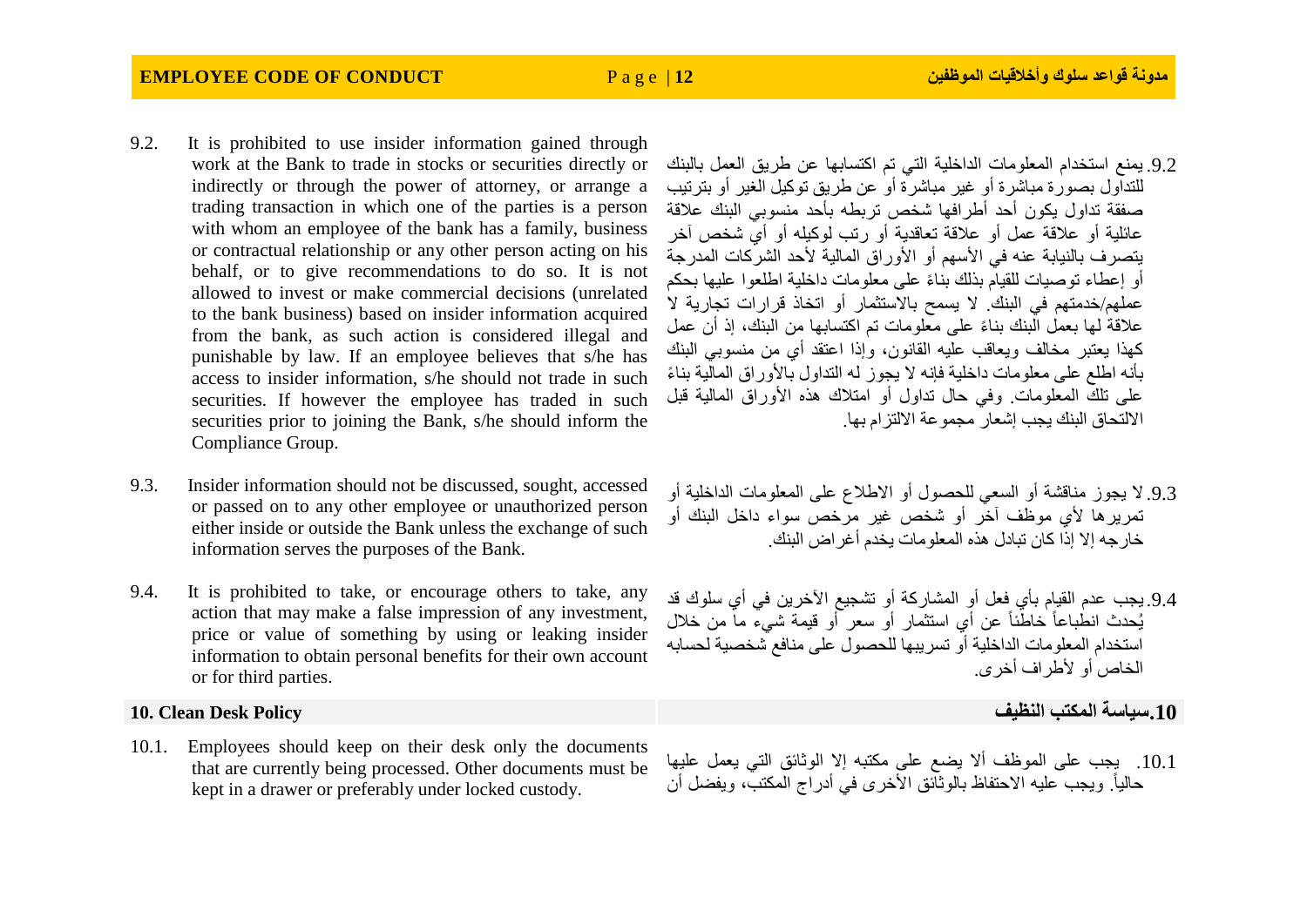9.2. It is prohibited to use insider information gained through work at the Bank to trade in stocks or securities directly or indirectly or through the power of attorney, or arrange a trading transaction in which one of the parties is a person with whom an employee of the bank has a family, business or contractual relationship or any other person acting on his behalf, or to give recommendations to do so. It is not allowed to invest or make commercial decisions (unrelated to the bank business) based on insider information acquired from the bank, as such action is considered illegal and punishable by law. If an employee believes that s/he has access to insider information, s/he should not trade in such securities. If however the employee has traded in such securities prior to joining the Bank, s/he should inform the Compliance Group.

9.2. يمنع استخدام المعلومات الداخلية التي تم اكتسابها عن طريق العمل بالبنك للتداول بصورة مباشرة أو غير مباشرة أو عن طريق توكيل الغير أو بترتيب صفقة تداول يكون أحد أطرافها شخص تربطه بأحد منسوبي البنك علاقة عائلية أو علاقة عمل أو علاقة تعاقدية أو رتب لوكيله أو أي شخص آخر يتصرف بالنيابة عنه في الأسهم أو الأوراق المالية لأحد الشركات المدرجة أو إعطاء توصيات للقيام بذلك بناءً على معلومات داخلية اطلعوا عليها بحكم عملهم/خدمتهم في البنك. لا يسمح بالاستثمار أو اتخاذ قرارات تجارية لا علاقة لها بعمل البنك بناءً على معلومات تم اكتسابها من البنك، إذ أن عمل كهذا يعتبر مخالف ويعاقب عليه القانون، وإذا اعتقد أي من منسوبي البنك بأنه اطلع على معلومات داخلية فإنه لا يجوز له التداول بالأوراق المالية بناءً على تلك المعلومات. وفي حال تداول أو امتلاك هذه الأوراق المالية قبل الالتحاق البنك يجب إشعار مجموعة الالتزام بها.

9.3. Insider information should not be discussed, sought, accessed or passed on to any other employee or unauthorized person either inside or outside the Bank unless the exchange of such information serves the purposes of the Bank.

9.3. لا يجوز مناقشة أو السعي للحصول أو الاطلاع على المعلومات الداخلية أو تمريرها لأي موظف آخر أو شخص غير مرخص سواء داخل البنك أو خارجه إلا إذا كان تبادل هذه المعلومات يخدم أغراض البنك.

9.4. It is prohibited to take, or encourage others to take, any action that may make a false impression of any investment, price or value of something by using or leaking insider information to obtain personal benefits for their own account or for third parties.

9.4. يجب عدم القيام بأي فعل أو المشاركة أو تشجيع الآخرين في أي سلوك قد يُحدث انطباعاً خاطئاً عن أي استثمار أو سعر أو قيمة شيء ما من خلال استخدام المعلومات الداخلية أو تسريبها للحصول على منافع شخصية لحسابه الخاص أو لأطراف أخرى.

## 10. Clean Desk Policy

## 10. سياسة المكتب النظيف

10.1. Employees should keep on their desk only the documents that are currently being processed. Other documents must be kept in a drawer or preferably under locked custody.

10.1. يجب على الموظف ألا يضع على مكتبه إلا الوثائق التي يعمل عليها حالياً. ويجب عليه الاحتفاظ بالوثائق الأخرى في أدراج المكتب، ويفضل أن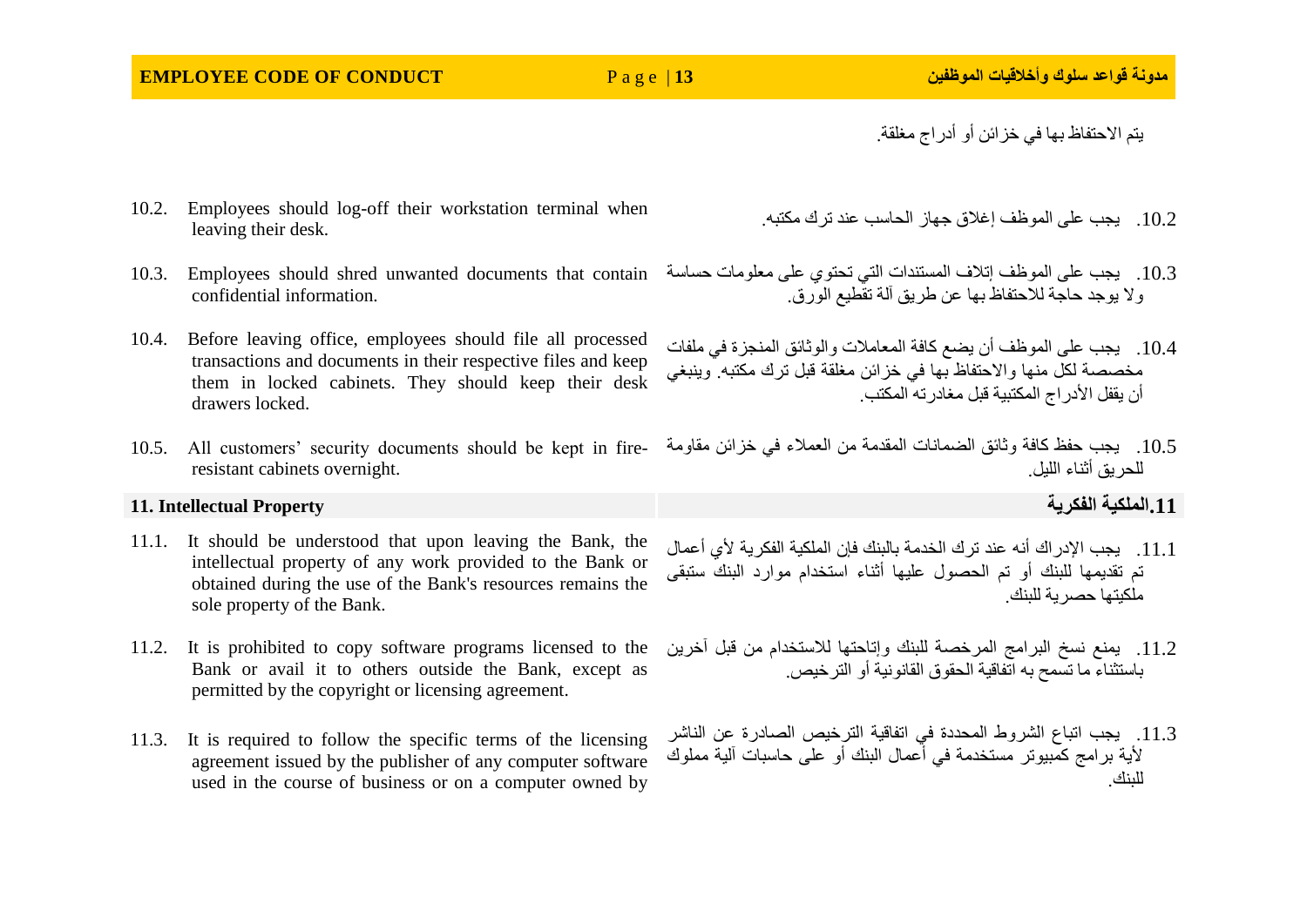يتم الاحتفاظ بها في خزائن أو أدراج مغلقة.

10.2. Employees should log-off their workstation terminal when leaving their desk.

10.2. يجب على الموظف إغلاق جهاز الحاسب عند ترك مكتبه.

10.3. Employees should shred unwanted documents that contain confidential information.

10.3. يجب على الموظف إتلاف المستندات التي تحتوي على معلومات حساسة ولا يوجد حاجة للاحتفاظ بها عن طريق آلة تقطيع الورق.

10.4. Before leaving office, employees should file all processed transactions and documents in their respective files and keep them in locked cabinets. They should keep their desk drawers locked.

10.4. يجب على الموظف أن يضع كافة المعاملات والوثائق المنجزة في ملفات مخصصة لكل منها والاحتفاظ بها في خزائن مغلقة قبل ترك مكتبه. وينبغي أن يقفل الأدراج المكتبية قبل مغادرته المكتب.

10.5. All customers' security documents should be kept in fire-resistant cabinets overnight.

10.5. يجب حفظ كافة وثائق الضمانات المقدمة من العملاء في خزائن مقاومة للحريق أثناء الليل.

## 11. Intellectual Property

## 11.الملكية الفكرية

11.1. It should be understood that upon leaving the Bank, the intellectual property of any work provided to the Bank or obtained during the use of the Bank's resources remains the sole property of the Bank.

11.1. يجب الإدراك أنه عند ترك الخدمة بالبنك فإن الملكية الفكرية لأي أعمال تم تقديمها للبنك أو تم الحصول عليها أثناء استخدام موارد البنك ستبقى ملكيتها حصرية للبنك.

11.2. It is prohibited to copy software programs licensed to the Bank or avail it to others outside the Bank, except as permitted by the copyright or licensing agreement.

11.2. يمنع نسخ البرامج المرخصة للبنك وإتاحتها للاستخدام من قبل آخرين باستثناء ما تسمح به اتفاقية الحقوق القانونية أو الترخيص.

11.3. It is required to follow the specific terms of the licensing agreement issued by the publisher of any computer software used in the course of business or on a computer owned by

11.3. يجب اتباع الشروط المحددة في اتفاقية الترخيص الصادرة عن الناشر لأية برامج كمبيوتر مستخدمة في أعمال البنك أو على حاسبات آلية مملوك للبنك.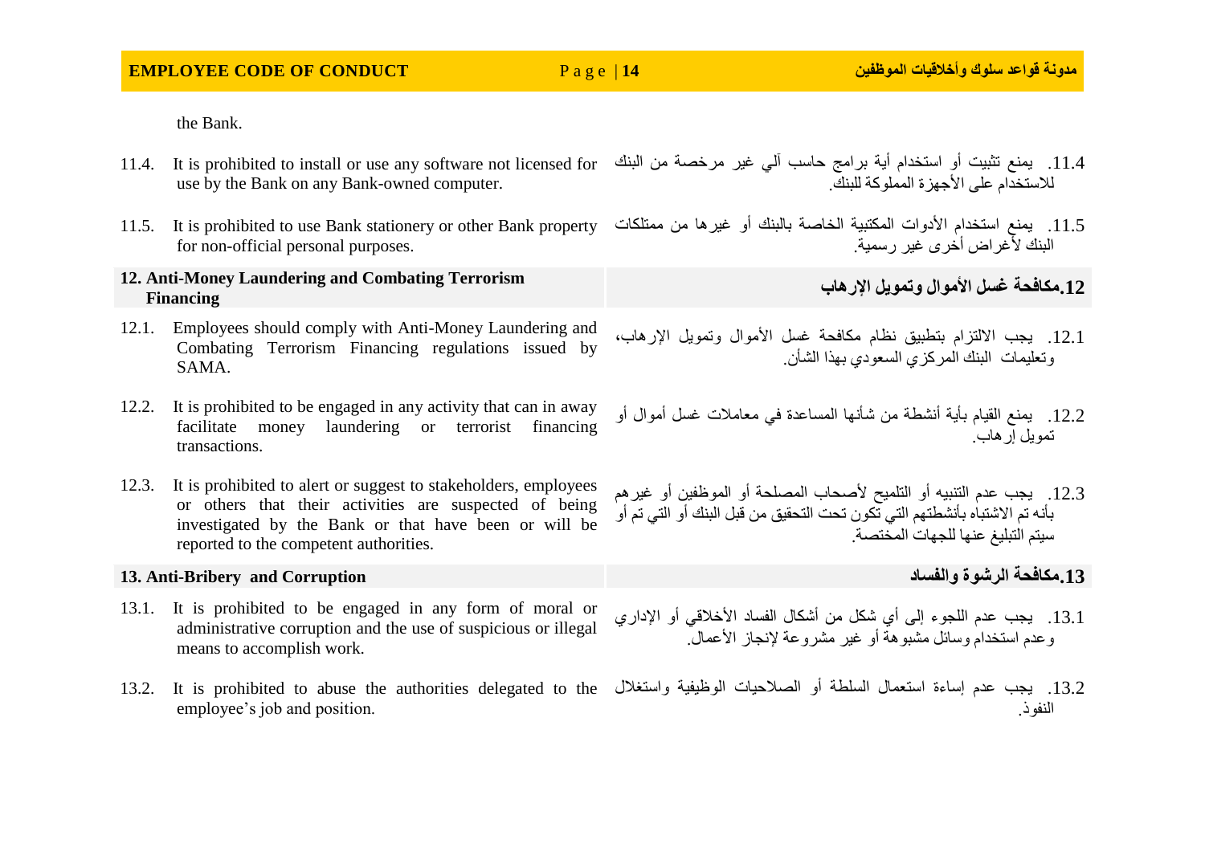the Bank.

| | |
|---|---|
| 11.4. It is prohibited to install or use any software not licensed for use by the Bank on any Bank-owned computer. | 11.4. يمنع تثبيت أو استخدام أية برامج حاسب آلي غير مرخصة من البنك للاستخدام على الأجهزة المملوكة للبنك. |
| 11.5. It is prohibited to use Bank stationery or other Bank property for non-official personal purposes. | 11.5. يمنع استخدام الأدوات المكتبية الخاصة بالبنك أو غيرها من ممتلكات البنك لأغراض أخرى غير رسمية. |
| **12. Anti-Money Laundering and Combating Terrorism Financing** | **12.مكافحة غسل الأموال وتمويل الإرهاب** |
| 12.1. Employees should comply with Anti-Money Laundering and Combating Terrorism Financing regulations issued by SAMA. | 12.1. يجب الالتزام بتطبيق نظام مكافحة غسل الأموال وتمويل الإرهاب، وتعليمات البنك المركزي السعودي بهذا الشأن. |
| 12.2. It is prohibited to be engaged in any activity that can in away facilitate money laundering or terrorist financing transactions. | 12.2. يمنع القيام بأية أنشطة من شأنها المساعدة في معاملات غسل أموال أو تمويل إرهاب. |
| 12.3. It is prohibited to alert or suggest to stakeholders, employees or others that their activities are suspected of being investigated by the Bank or that have been or will be reported to the competent authorities. | 12.3. يجب عدم التنبيه أو التلميح لأصحاب المصلحة أو الموظفين أو غيرهم بأنه تم الاشتباه بأنشطتهم التي تكون تحت التحقيق من قبل البنك أو التي تم أو سيتم التبليغ عنها للجهات المختصة. |
| **13. Anti-Bribery and Corruption** | **13.مكافحة الرشوة والفساد** |
| 13.1. It is prohibited to be engaged in any form of moral or administrative corruption and the use of suspicious or illegal means to accomplish work. | 13.1. يجب عدم اللجوء إلى أي شكل من أشكال الفساد الأخلاقي أو الإداري وعدم استخدام وسائل مشبوهة أو غير مشروعة لإنجاز الأعمال. |
| 13.2. It is prohibited to abuse the authorities delegated to the employee's job and position. | 13.2. يجب عدم إساءة استعمال السلطة أو الصلاحيات الوظيفية واستغلال النفوذ. |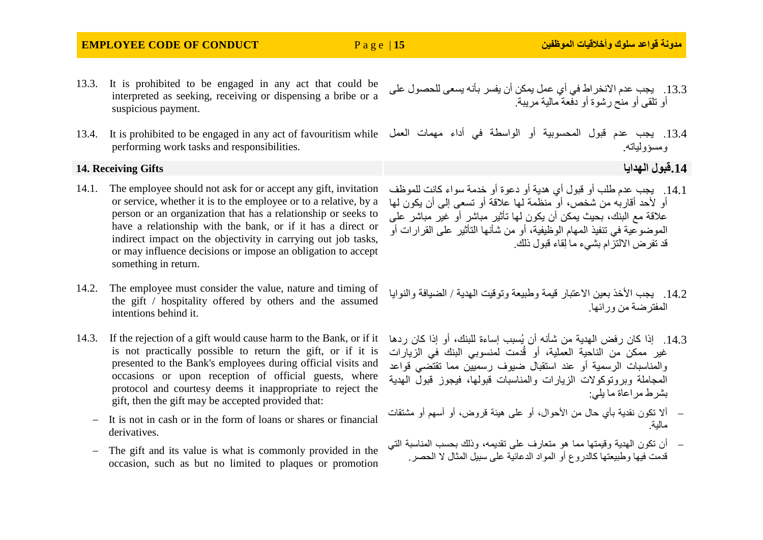13.3. It is prohibited to be engaged in any act that could be interpreted as seeking, receiving or dispensing a bribe or a suspicious payment.

13.3. يجب عدم الانخراط في أي عمل يمكن أن يفسر بأنه يسعى للحصول على أو تلقي أو منح رشوة أو دفعة مالية مريبة.

13.4. It is prohibited to be engaged in any act of favouritism while performing work tasks and responsibilities.

13.4. يجب عدم قبول المحسوبية أو الواسطة في أداء مهمات العمل ومسؤولياته.

## 14. Receiving Gifts

## 14.قبول الهدايا

14.1. The employee should not ask for or accept any gift, invitation or service, whether it is to the employee or to a relative, by a person or an organization that has a relationship or seeks to have a relationship with the bank, or if it has a direct or indirect impact on the objectivity in carrying out job tasks, or may influence decisions or impose an obligation to accept something in return.

14.1. يجب عدم طلب أو قبول أي هدية أو دعوة أو خدمة سواء كانت للموظف أو لأحد أقاربه من شخص، أو منظمة لها علاقة أو تسعى إلى أن يكون لها علاقة مع البنك، بحيث يمكن أن يكون لها تأثير مباشر أو غير مباشر على الموضوعية في تنفيذ المهام الوظيفية، أو من شأنها التأثير على القرارات أو قد تفرض الالتزام بشيء ما لِقاء قبول ذلك.

14.2. The employee must consider the value, nature and timing of the gift / hospitality offered by others and the assumed intentions behind it.

14.2. يجب الأخذ بعين الاعتبار قيمة وطبيعة وتوقيت الهدية / الضيافة والنوايا المفترضة من ورائها.

14.3. If the rejection of a gift would cause harm to the Bank, or if it is not practically possible to return the gift, or if it is presented to the Bank's employees during official visits and occasions or upon reception of official guests, where protocol and courtesy deems it inappropriate to reject the gift, then the gift may be accepted provided that:

- It is not in cash or in the form of loans or shares or financial derivatives.
- The gift and its value is what is commonly provided in the occasion, such as but no limited to plaques or promotion

14.3. إذا كان رفض الهدية من شأنه أن يُسبب إساءة للبنك، أو إذا كان ردها غير ممكن من الناحية العملية، أو قُدمت لمنسوبي البنك في الزيارات والمناسبات الرسمية أو عند استقبال ضيوف رسميين مما تقتضي قواعد المجاملة وبروتوكولات الزيارات والمناسبات قبولها، فيجوز قبول الهدية بشرط مراعاة ما يلي:

- ألا تكون نقدية بأي حال من الأحوال، أو على هيئة قروض، أو أسهم أو مشتقات مالية.
- أن تكون الهدية وقيمتها مما هو متعارف على تقديمه، وذلك بحسب المناسبة التي قدمت فيها وطبيعتها كالدروع أو المواد الدعائية على سبيل المثال لا الحصر.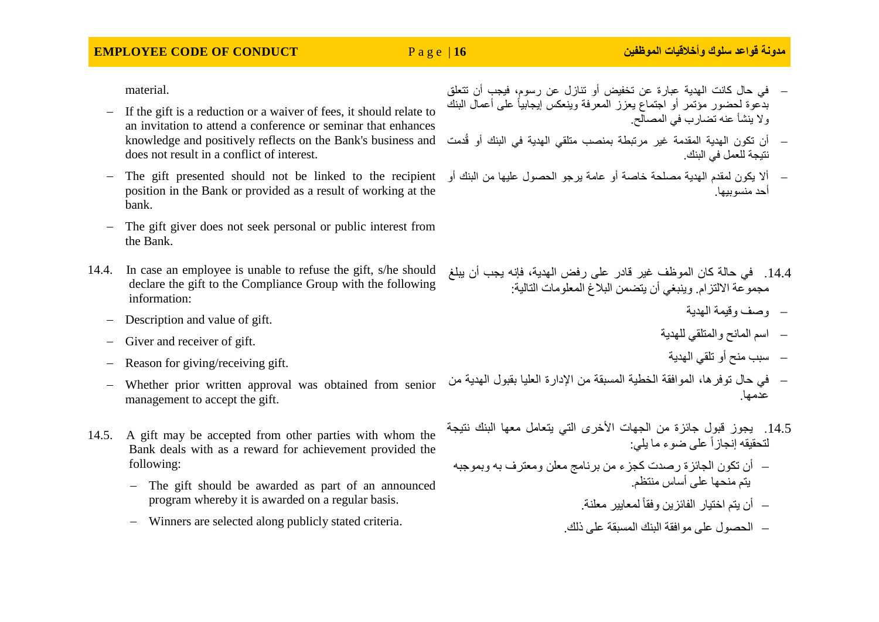material.

- If the gift is a reduction or a waiver of fees, it should relate to an invitation to attend a conference or seminar that enhances knowledge and positively reflects on the Bank's business and does not result in a conflict of interest.
- The gift presented should not be linked to the recipient position in the Bank or provided as a result of working at the bank.
- The gift giver does not seek personal or public interest from the Bank.

14.4. In case an employee is unable to refuse the gift, s/he should declare the gift to the Compliance Group with the following information:

- Description and value of gift.
- Giver and receiver of gift.
- Reason for giving/receiving gift.
- Whether prior written approval was obtained from senior management to accept the gift.

14.5. A gift may be accepted from other parties with whom the Bank deals with as a reward for achievement provided the following:

- The gift should be awarded as part of an announced program whereby it is awarded on a regular basis.
- Winners are selected along publicly stated criteria.

- في حال كانت الهدية عبارة عن تخفيض أو تنازل عن رسوم، فيجب أن تتعلق بدعوة لحضور مؤتمر أو اجتماع يعزز المعرفة وينعكس إيجابياً على أعمال البنك ولا ينشأ عنه تضارب في المصالح.
- أن تكون الهدية المقدمة غير مرتبطة بمنصب متلقي الهدية في البنك أو قُدمت نتيجة للعمل في البنك.
- ألا يكون لمقدم الهدية مصلحة خاصة أو عامة يرجو الحصول عليها من البنك أو أحد منسوبيها.

14.4. في حالة كان الموظف غير قادر على رفض الهدية، فإنه يجب أن يبلغ مجموعة الالتزام. وينبغي أن يتضمن البلاغ المعلومات التالية:

- وصف وقيمة الهدية
- اسم المانح والمتلقي للهدية
- سبب منح أو تلقي الهدية
- في حال توفرها، الموافقة الخطية المسبقة من الإدارة العليا بقبول الهدية من عدمها.

14.5. يجوز قبول جائزة من الجهات الأخرى التي يتعامل معها البنك نتيجة لتحقيقه إنجازاً على ضوء ما يلي:

- أن تكون الجائزة رصدت كجزء من برنامج معلن ومعترف به وبموجبه يتم منحها على أساس منتظم.
- أن يتم اختيار الفائزين وفقاً لمعايير معلنة.
- الحصول على موافقة البنك المسبقة على ذلك.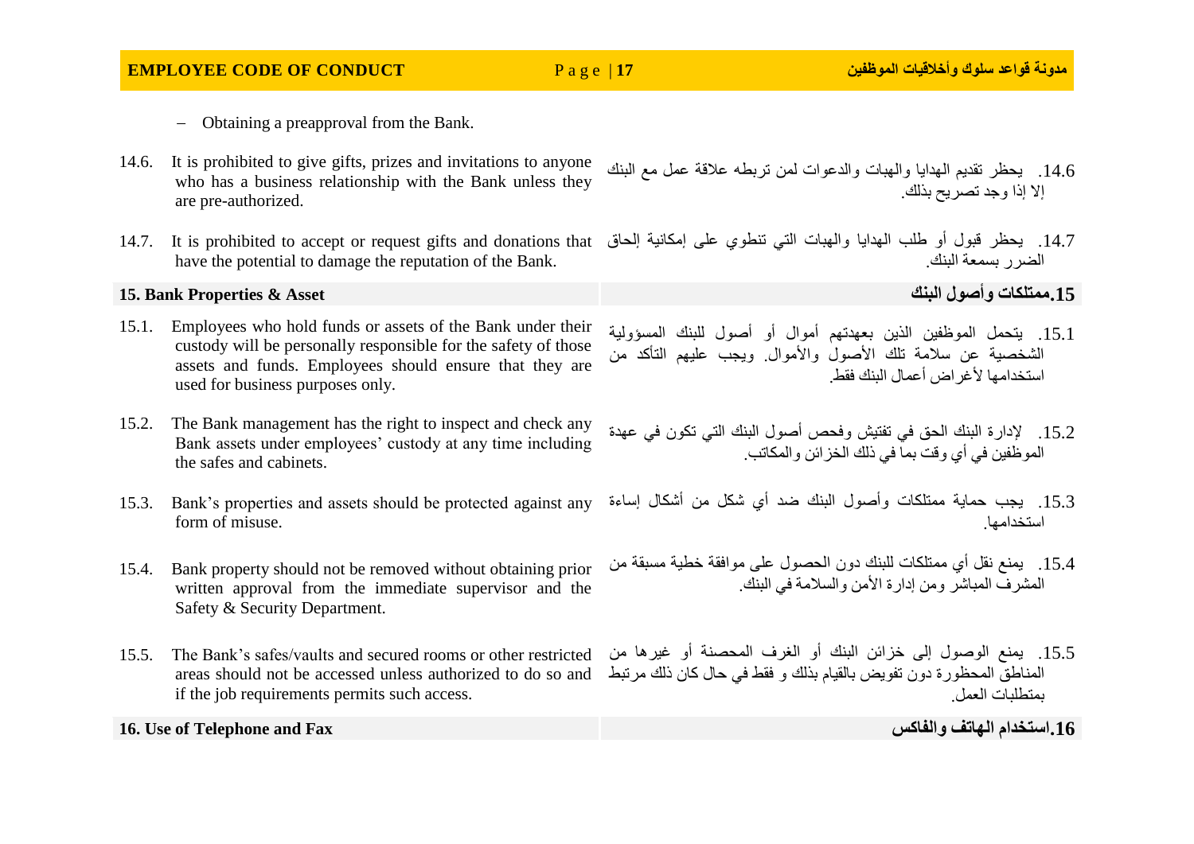– Obtaining a preapproval from the Bank.

14.6. It is prohibited to give gifts, prizes and invitations to anyone who has a business relationship with the Bank unless they are pre-authorized.

14.6. يحظر تقديم الهدايا والهبات والدعوات لمن تربطه علاقة عمل مع البنك إلا إذا وجد تصريح بذلك.

14.7. It is prohibited to accept or request gifts and donations that have the potential to damage the reputation of the Bank.

14.7. يحظر قبول أو طلب الهدايا والهبات التي تنطوي على إمكانية إلحاق الضرر بسمعة البنك.

## 15. Bank Properties & Asset

## 15. ممتلكات وأصول البنك

15.1. Employees who hold funds or assets of the Bank under their custody will be personally responsible for the safety of those assets and funds. Employees should ensure that they are used for business purposes only.

15.1. يتحمل الموظفين الذين بعهدتهم أموال أو أصول للبنك المسؤولية الشخصية عن سلامة تلك الأصول والأموال. ويجب عليهم التأكد من استخدامها لأغراض أعمال البنك فقط.

15.2. The Bank management has the right to inspect and check any Bank assets under employees' custody at any time including the safes and cabinets.

15.2. لإدارة البنك الحق في تفتيش وفحص أصول البنك التي تكون في عهدة الموظفين في أي وقت بما في ذلك الخزائن والمكاتب.

15.3. Bank's properties and assets should be protected against any form of misuse.

15.3. يجب حماية ممتلكات وأصول البنك ضد أي شكل من أشكال إساءة استخدامها.

15.4. Bank property should not be removed without obtaining prior written approval from the immediate supervisor and the Safety & Security Department.

15.4. يمنع نقل أي ممتلكات للبنك دون الحصول على موافقة خطية مسبقة من المشرف المباشر ومن إدارة الأمن والسلامة في البنك.

15.5. The Bank's safes/vaults and secured rooms or other restricted areas should not be accessed unless authorized to do so and if the job requirements permits such access.

15.5. يمنع الوصول إلى خزائن البنك أو الغرف المحصنة أو غيرها من المناطق المحظورة دون تفويض بالقيام بذلك و فقط في حال كان ذلك مرتبط بمتطلبات العمل.

## 16. Use of Telephone and Fax

## 16. استخدام الهاتف والفاكس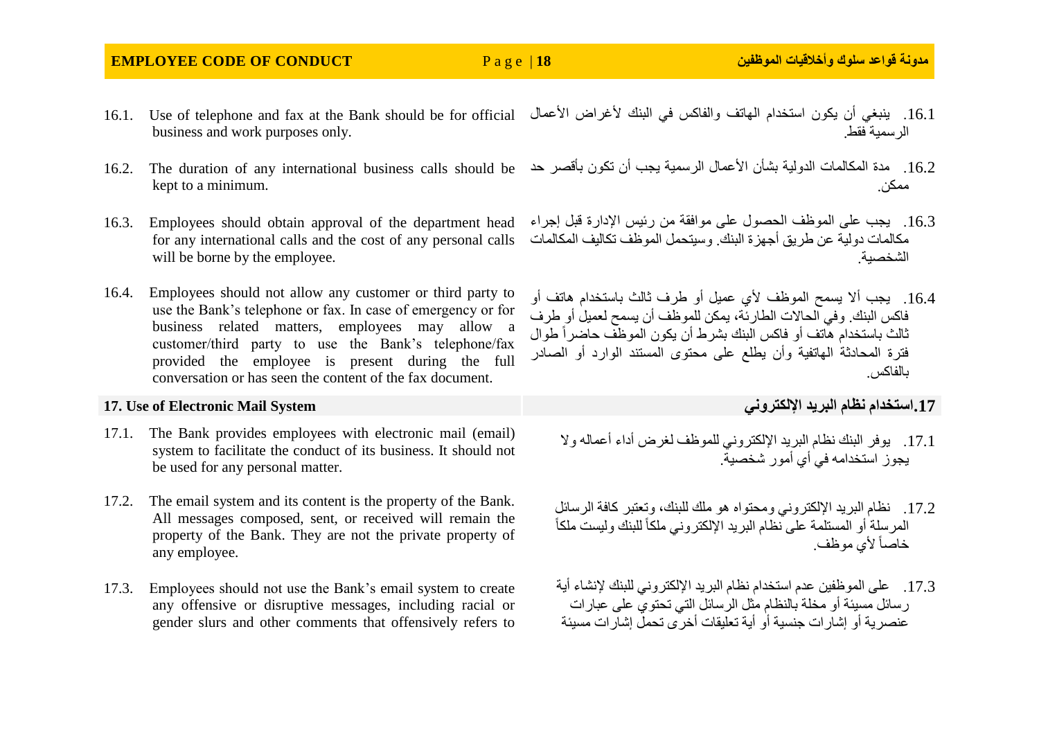16.1. Use of telephone and fax at the Bank should be for official business and work purposes only.

16.1. ينبغي أن يكون استخدام الهاتف والفاكس في البنك لأغراض الأعمال الرسمية فقط.

16.2. The duration of any international business calls should be kept to a minimum.

16.2. مدة المكالمات الدولية بشأن الأعمال الرسمية يجب أن تكون بأقصر حد ممكن.

16.3. Employees should obtain approval of the department head for any international calls and the cost of any personal calls will be borne by the employee.

16.3. يجب على الموظف الحصول على موافقة من رئيس الإدارة قبل إجراء مكالمات دولية عن طريق أجهزة البنك. وسيتحمل الموظف تكاليف المكالمات الشخصية.

16.4. Employees should not allow any customer or third party to use the Bank's telephone or fax. In case of emergency or for business related matters, employees may allow a customer/third party to use the Bank's telephone/fax provided the employee is present during the full conversation or has seen the content of the fax document.

16.4. يجب ألا يسمح الموظف لأي عميل أو طرف ثالث باستخدام هاتف أو فاكس البنك. وفي الحالات الطارئة، يمكن للموظف أن يسمح لعميل أو طرف ثالث باستخدام هاتف أو فاكس البنك بشرط أن يكون الموظف حاضراً طوال فترة المحادثة الهاتفية وأن يطلع على محتوى المستند الوارد أو الصادر بالفاكس.

## 17. Use of Electronic Mail System

## 17.استخدام نظام البريد الإلكتروني

17.1. The Bank provides employees with electronic mail (email) system to facilitate the conduct of its business. It should not be used for any personal matter.

17.1. يوفر البنك نظام البريد الإلكتروني للموظف لغرض أداء أعماله ولا يجوز استخدامه في أي أمور شخصية.

17.2. The email system and its content is the property of the Bank. All messages composed, sent, or received will remain the property of the Bank. They are not the private property of any employee.

17.2. نظام البريد الإلكتروني ومحتواه هو ملك للبنك، وتعتبر كافة الرسائل المرسلة أو المستلمة على نظام البريد الإلكتروني ملكاً للبنك وليست ملكاً خاصاً لأي موظف.

17.3. Employees should not use the Bank's email system to create any offensive or disruptive messages, including racial or gender slurs and other comments that offensively refers to

17.3. على الموظفين عدم استخدام نظام البريد الإلكتروني للبنك لإنشاء أية رسائل مسيئة أو مخلة بالنظام مثل الرسائل التي تحتوي على عبارات عنصرية أو إشارات جنسية أو أية تعليقات أخرى تحمل إشارات مسيئة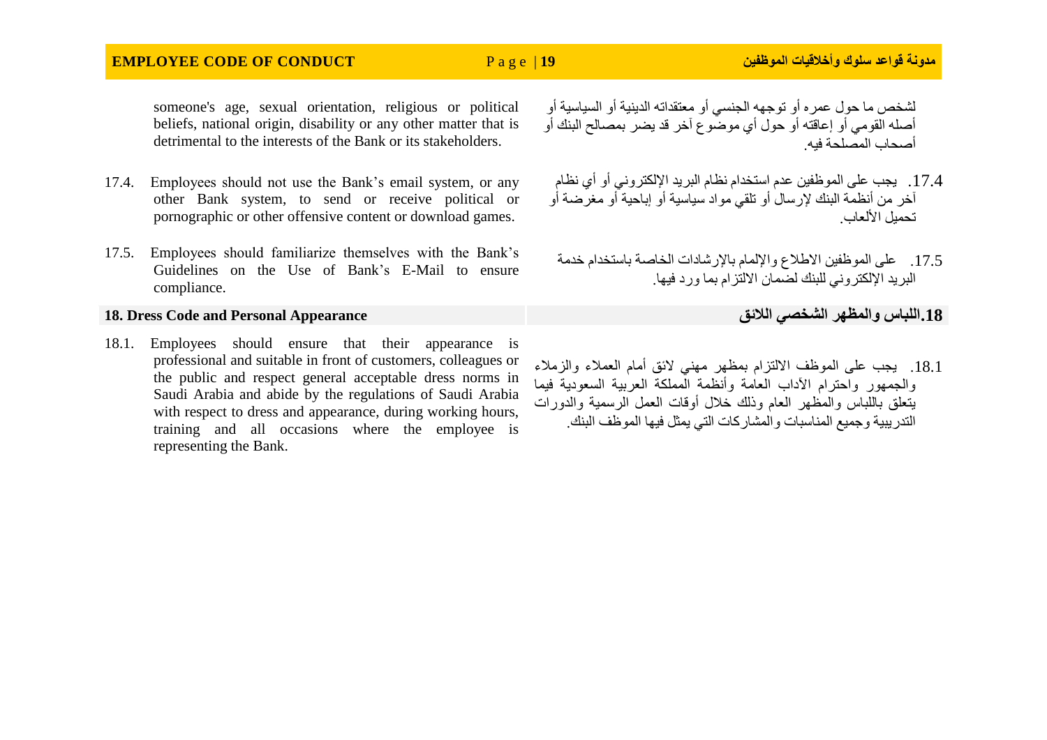someone's age, sexual orientation, religious or political beliefs, national origin, disability or any other matter that is detrimental to the interests of the Bank or its stakeholders.

لشخص ما حول عمره أو توجهه الجنسي أو معتقداته الدينية أو السياسية أو أصله القومي أو إعاقته أو حول أي موضوع آخر قد يضر بمصالح البنك أو أصحاب المصلحة فيه.

17.4. Employees should not use the Bank's email system, or any other Bank system, to send or receive political or pornographic or other offensive content or download games.

17.4. يجب على الموظفين عدم استخدام نظام البريد الإلكتروني أو أي نظام آخر من أنظمة البنك لإرسال أو تلقي مواد سياسية أو إباحية أو مغرضة أو تحميل الألعاب.

17.5. Employees should familiarize themselves with the Bank's Guidelines on the Use of Bank's E-Mail to ensure compliance.

17.5. على الموظفين الاطلاع والإلمام بالإرشادات الخاصة باستخدام خدمة البريد الإلكتروني للبنك لضمان الالتزام بما ورد فيها.

## 18. Dress Code and Personal Appearance

## 18. اللباس والمظهر الشخصي اللائق

18.1. Employees should ensure that their appearance is professional and suitable in front of customers, colleagues or the public and respect general acceptable dress norms in Saudi Arabia and abide by the regulations of Saudi Arabia with respect to dress and appearance, during working hours, training and all occasions where the employee is representing the Bank.

18.1. يجب على الموظف الالتزام بمظهر مهني لائق أمام العملاء والزملاء والجمهور واحترام الآداب العامة وأنظمة المملكة العربية السعودية فيما يتعلق باللباس والمظهر العام وذلك خلال أوقات العمل الرسمية والدورات التدريبية وجميع المناسبات والمشاركات التي يمثل فيها الموظف البنك.